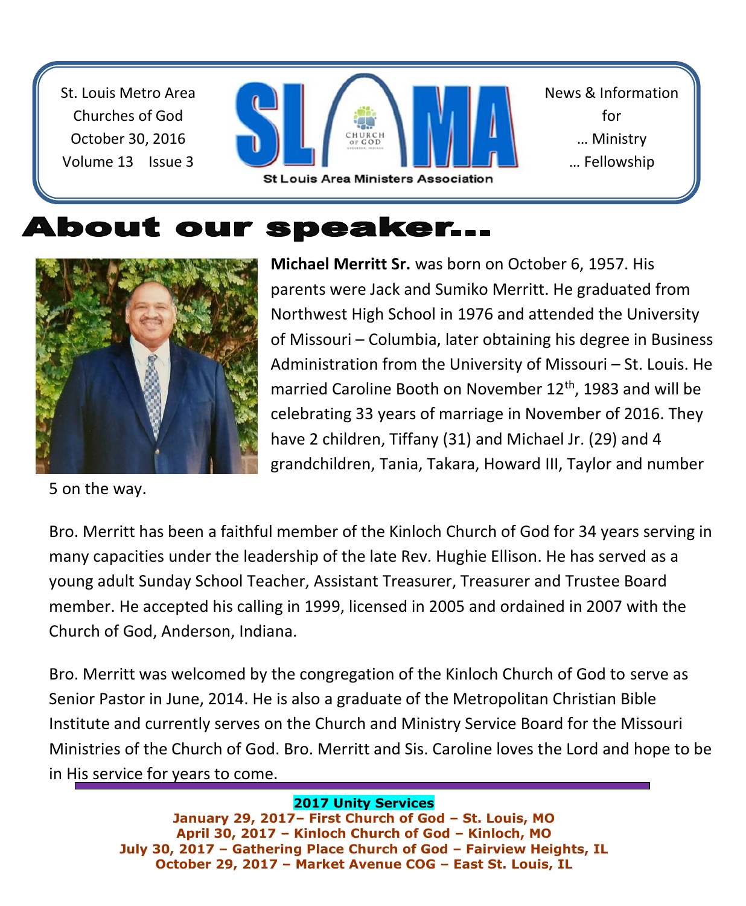St. Louis Metro Area
Churches of God
October 30, 2016
Volume 13 Issue 3

# SLAMA

St Louis Area Ministers Association

News & Information
for
… Ministry
… Fellowship

# About our speaker…

**Michael Merritt Sr.** was born on October 6, 1957. His parents were Jack and Sumiko Merritt. He graduated from Northwest High School in 1976 and attended the University of Missouri – Columbia, later obtaining his degree in Business Administration from the University of Missouri – St. Louis. He married Caroline Booth on November 12th, 1983 and will be celebrating 33 years of marriage in November of 2016. They have 2 children, Tiffany (31) and Michael Jr. (29) and 4 grandchildren, Tania, Takara, Howard III, Taylor and number 5 on the way.

Bro. Merritt has been a faithful member of the Kinloch Church of God for 34 years serving in many capacities under the leadership of the late Rev. Hughie Ellison. He has served as a young adult Sunday School Teacher, Assistant Treasurer, Treasurer and Trustee Board member. He accepted his calling in 1999, licensed in 2005 and ordained in 2007 with the Church of God, Anderson, Indiana.

Bro. Merritt was welcomed by the congregation of the Kinloch Church of God to serve as Senior Pastor in June, 2014. He is also a graduate of the Metropolitan Christian Bible Institute and currently serves on the Church and Ministry Service Board for the Missouri Ministries of the Church of God. Bro. Merritt and Sis. Caroline loves the Lord and hope to be in His service for years to come.

---

**2017 Unity Services**

**January 29, 2017– First Church of God – St. Louis, MO**
**April 30, 2017 – Kinloch Church of God – Kinloch, MO**
**July 30, 2017 – Gathering Place Church of God – Fairview Heights, IL**
**October 29, 2017 – Market Avenue COG – East St. Louis, IL**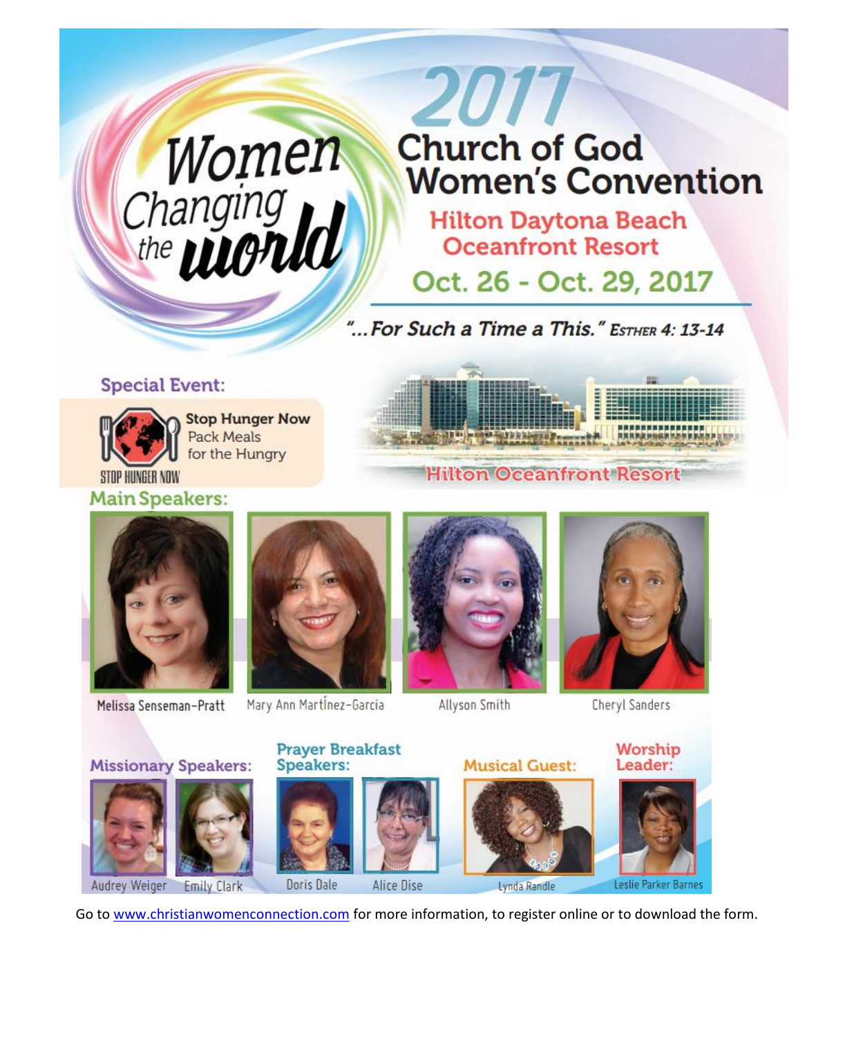# Women Changing the World

# 2017 Church of God Women's Convention

## Hilton Daytona Beach Oceanfront Resort

## Oct. 26 - Oct. 29, 2017

*"...For Such a Time a This."* Esther 4: 13-14

**Special Event:**

**Stop Hunger Now**
Pack Meals for the Hungry

STOP HUNGER NOW

Hilton Oceanfront Resort

**Main Speakers:**

Melissa Senseman-Pratt

Mary Ann Martínez-Garcia

Allyson Smith

Cheryl Sanders

**Missionary Speakers:**

Audrey Weiger

Emily Clark

**Prayer Breakfast Speakers:**

Doris Dale

Alice Dise

**Musical Guest:**

Lynda Randle

**Worship Leader:**

Leslie Parker Barnes

Go to www.christianwomenconnection.com for more information, to register online or to download the form.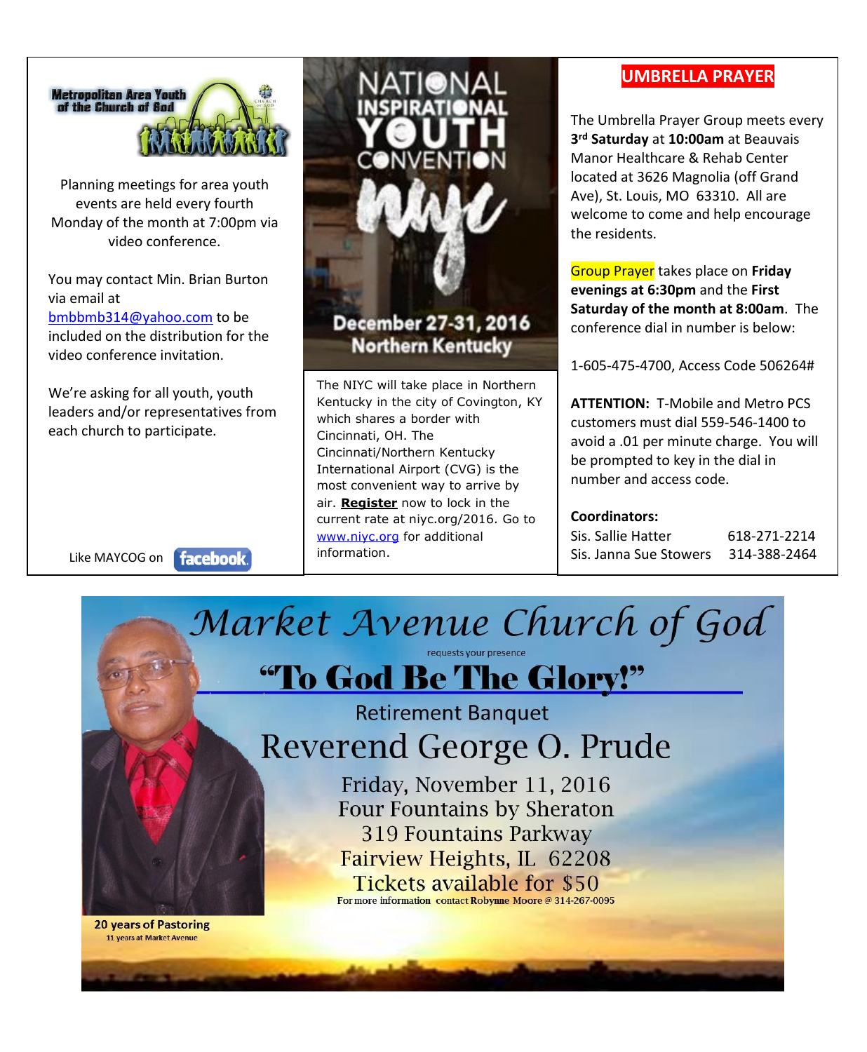**Metropolitan Area Youth of the Church of God**

Planning meetings for area youth events are held every fourth Monday of the month at 7:00pm via video conference.

You may contact Min. Brian Burton via email at bmbbmb314@yahoo.com to be included on the distribution for the video conference invitation.

We're asking for all youth, youth leaders and/or representatives from each church to participate.

Like MAYCOG on facebook

# NATIONAL INSPIRATIONAL YOUTH CONVENTION

## niyc

**December 27-31, 2016**
**Northern Kentucky**

The NIYC will take place in Northern Kentucky in the city of Covington, KY which shares a border with Cincinnati, OH. The Cincinnati/Northern Kentucky International Airport (CVG) is the most convenient way to arrive by air. **Register** now to lock in the current rate at niyc.org/2016. Go to www.niyc.org for additional information.

## UMBRELLA PRAYER

The Umbrella Prayer Group meets every **3rd Saturday** at **10:00am** at Beauvais Manor Healthcare & Rehab Center located at 3626 Magnolia (off Grand Ave), St. Louis, MO 63310. All are welcome to come and help encourage the residents.

Group Prayer takes place on **Friday evenings at 6:30pm** and the **First Saturday of the month at 8:00am**. The conference dial in number is below:

1-605-475-4700, Access Code 506264#

**ATTENTION:** T-Mobile and Metro PCS customers must dial 559-546-1400 to avoid a .01 per minute charge. You will be prompted to key in the dial in number and access code.

**Coordinators:**

Sis. Sallie Hatter 618-271-2214
Sis. Janna Sue Stowers 314-388-2464

# *Market Avenue Church of God*

requests your presence

## "To God Be The Glory!"

Retirement Banquet

## Reverend George O. Prude

Friday, November 11, 2016
Four Fountains by Sheraton
319 Fountains Parkway
Fairview Heights, IL 62208
Tickets available for $50

For more information contact Robynne Moore @ 314-267-0095

**20 years of Pastoring**
11 years at Market Avenue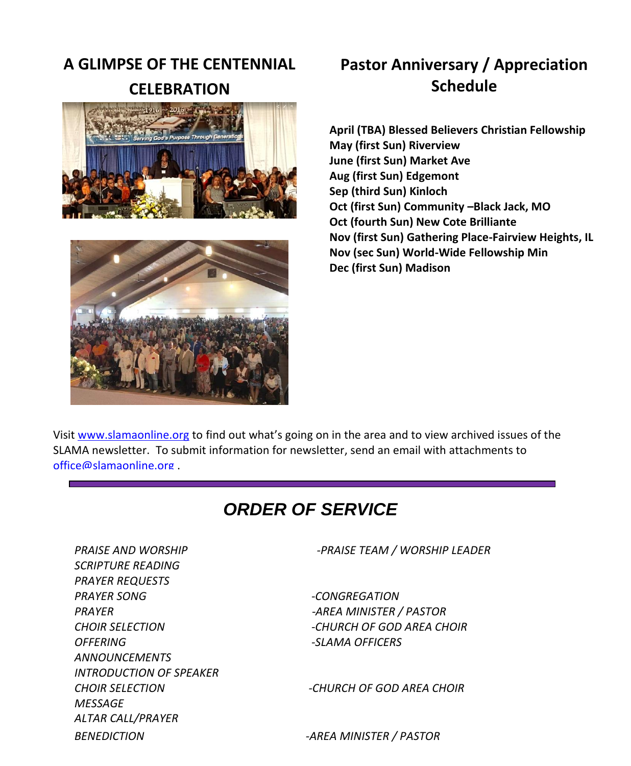## A GLIMPSE OF THE CENTENNIAL CELEBRATION

## Pastor Anniversary / Appreciation Schedule

**April (TBA) Blessed Believers Christian Fellowship**
**May (first Sun) Riverview**
**June (first Sun) Market Ave**
**Aug (first Sun) Edgemont**
**Sep (third Sun) Kinloch**
**Oct (first Sun) Community –Black Jack, MO**
**Oct (fourth Sun) New Cote Brilliante**
**Nov (first Sun) Gathering Place-Fairview Heights, IL**
**Nov (sec Sun) World-Wide Fellowship Min**
**Dec (first Sun) Madison**

Visit www.slamaonline.org to find out what's going on in the area and to view archived issues of the SLAMA newsletter. To submit information for newsletter, send an email with attachments to office@slamaonline.org .

---

## *ORDER OF SERVICE*

| | |
|---|---|
| *PRAISE AND WORSHIP* | *-PRAISE TEAM / WORSHIP LEADER* |
| *SCRIPTURE READING* | |
| *PRAYER REQUESTS* | |
| *PRAYER SONG* | *-CONGREGATION* |
| *PRAYER* | *-AREA MINISTER / PASTOR* |
| *CHOIR SELECTION* | *-CHURCH OF GOD AREA CHOIR* |
| *OFFERING* | *-SLAMA OFFICERS* |
| *ANNOUNCEMENTS* | |
| *INTRODUCTION OF SPEAKER* | |
| *CHOIR SELECTION* | *-CHURCH OF GOD AREA CHOIR* |
| *MESSAGE* | |
| *ALTAR CALL/PRAYER* | |
| *BENEDICTION* | *-AREA MINISTER / PASTOR* |